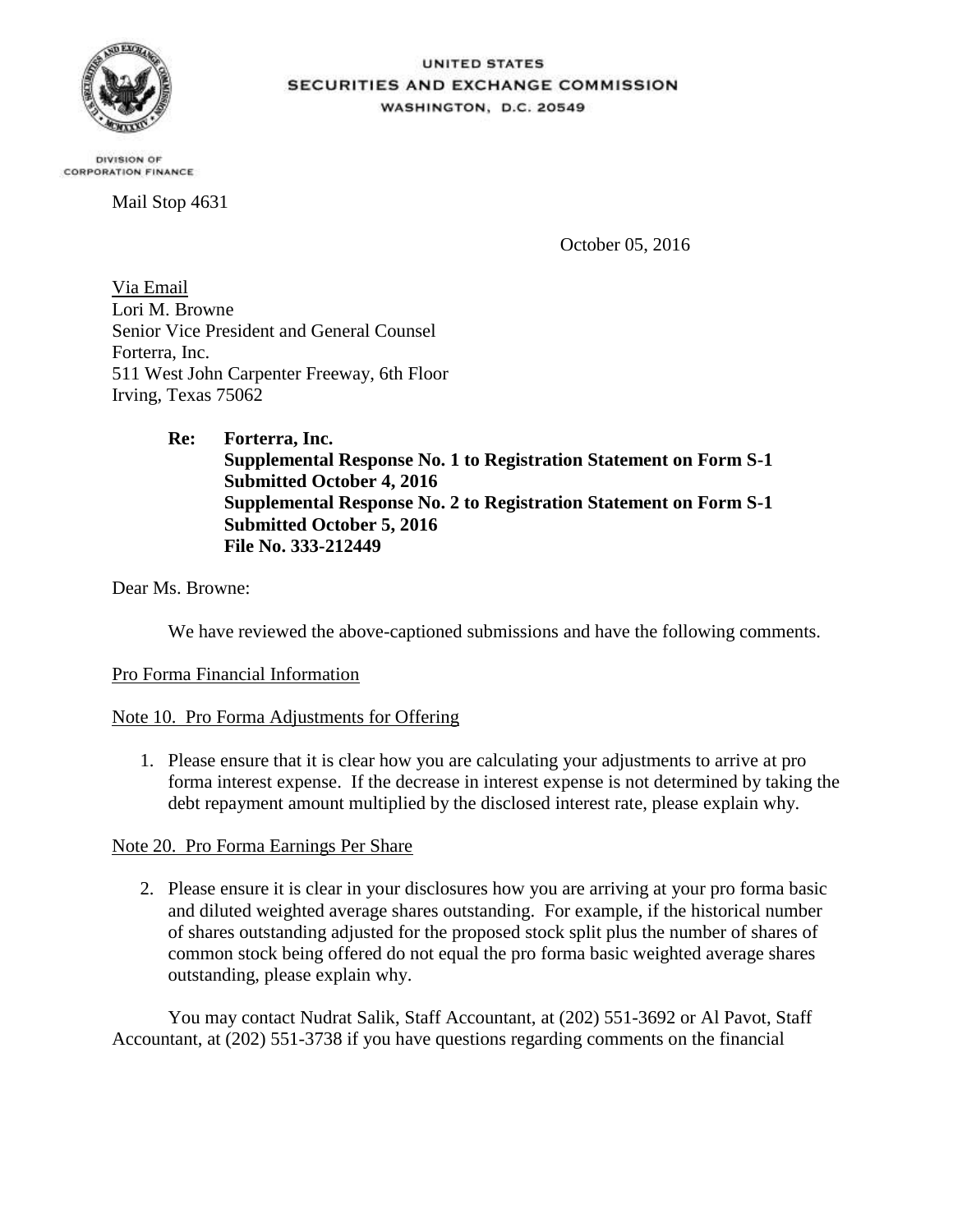UNITED STATES
SECURITIES AND EXCHANGE COMMISSION
WASHINGTON, D.C. 20549

DIVISION OF
CORPORATION FINANCE

Mail Stop 4631

October 05, 2016

Via Email
Lori M. Browne
Senior Vice President and General Counsel
Forterra, Inc.
511 West John Carpenter Freeway, 6th Floor
Irving, Texas 75062

> **Re: Forterra, Inc.**
> **Supplemental Response No. 1 to Registration Statement on Form S-1**
> **Submitted October 4, 2016**
> **Supplemental Response No. 2 to Registration Statement on Form S-1**
> **Submitted October 5, 2016**
> **File No. 333-212449**

Dear Ms. Browne:

We have reviewed the above-captioned submissions and have the following comments.

Pro Forma Financial Information

Note 10. Pro Forma Adjustments for Offering

1. Please ensure that it is clear how you are calculating your adjustments to arrive at pro forma interest expense. If the decrease in interest expense is not determined by taking the debt repayment amount multiplied by the disclosed interest rate, please explain why.

Note 20. Pro Forma Earnings Per Share

2. Please ensure it is clear in your disclosures how you are arriving at your pro forma basic and diluted weighted average shares outstanding. For example, if the historical number of shares outstanding adjusted for the proposed stock split plus the number of shares of common stock being offered do not equal the pro forma basic weighted average shares outstanding, please explain why.

You may contact Nudrat Salik, Staff Accountant, at (202) 551-3692 or Al Pavot, Staff Accountant, at (202) 551-3738 if you have questions regarding comments on the financial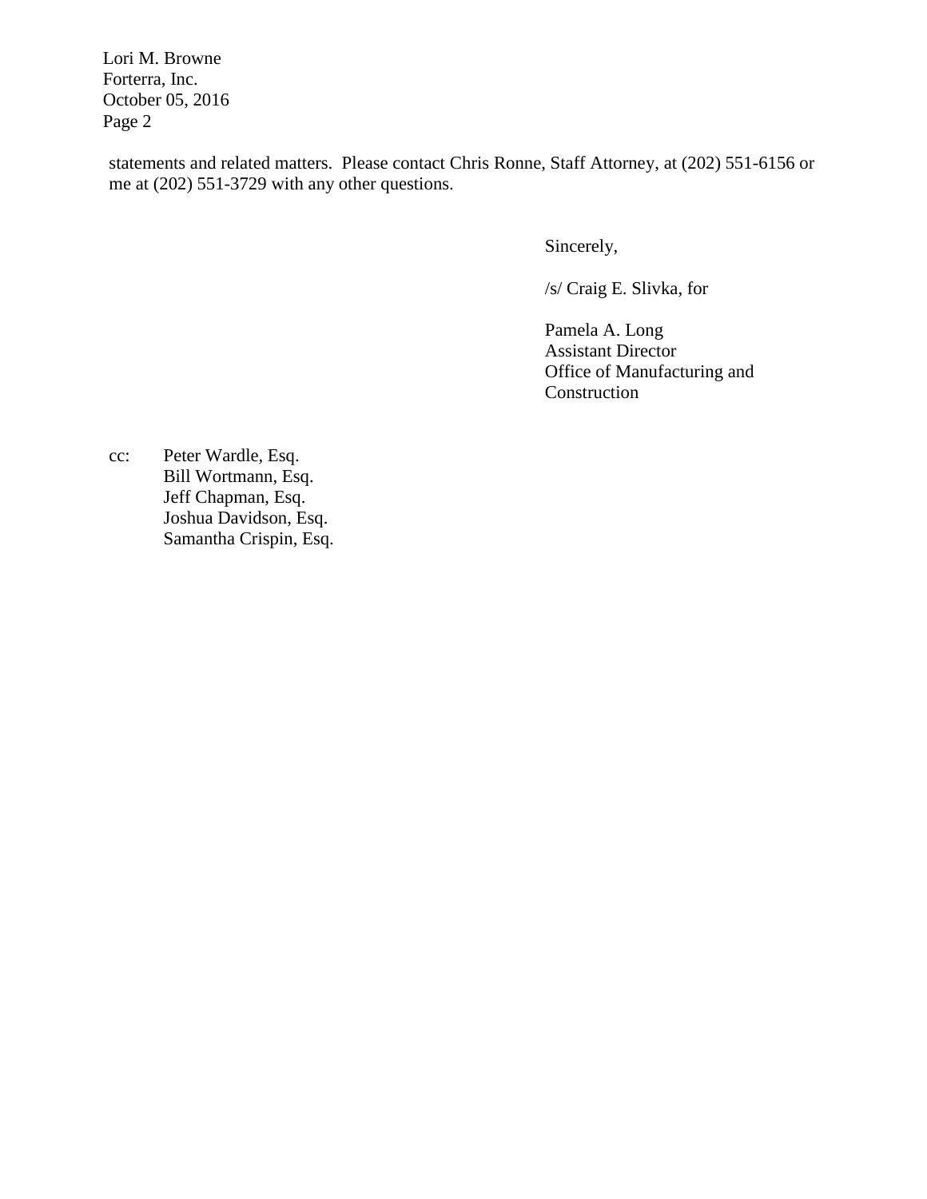statements and related matters. Please contact Chris Ronne, Staff Attorney, at (202) 551-6156 or me at (202) 551-3729 with any other questions.

Sincerely,

/s/ Craig E. Slivka, for

Pamela A. Long
Assistant Director
Office of Manufacturing and Construction

cc: Peter Wardle, Esq.
Bill Wortmann, Esq.
Jeff Chapman, Esq.
Joshua Davidson, Esq.
Samantha Crispin, Esq.